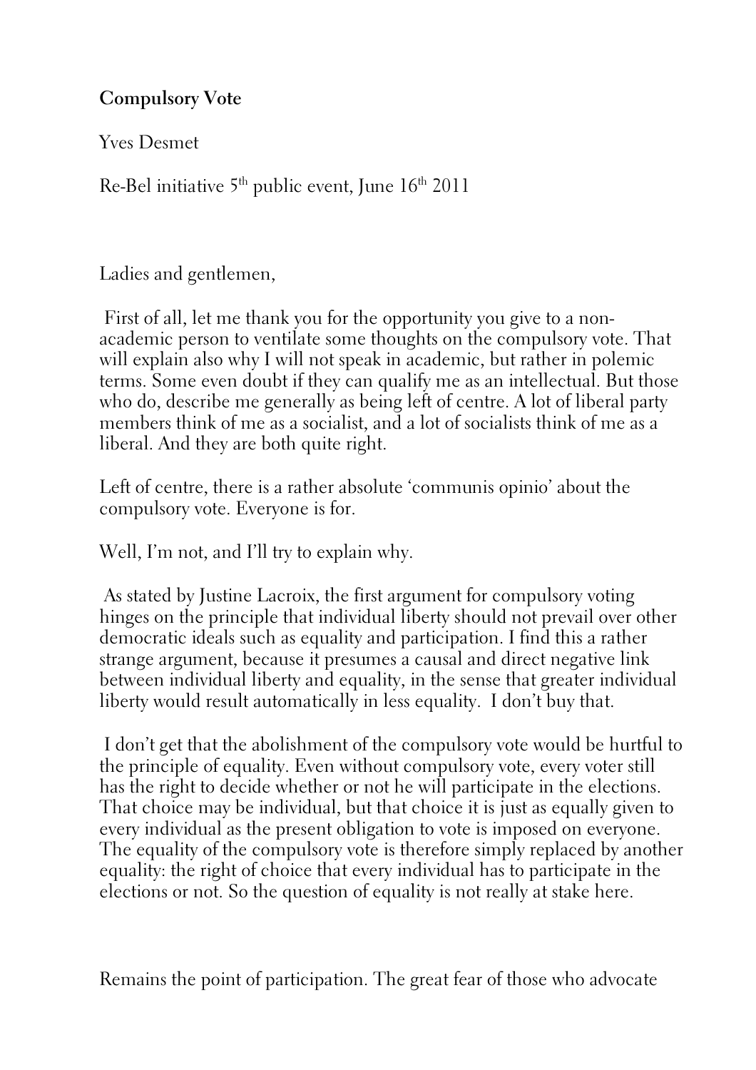**Compulsory Vote**

Yves Desmet

Re-Bel initiative 5th public event, June 16th 2011

Ladies and gentlemen,

First of all, let me thank you for the opportunity you give to a non-academic person to ventilate some thoughts on the compulsory vote. That will explain also why I will not speak in academic, but rather in polemic terms. Some even doubt if they can qualify me as an intellectual. But those who do, describe me generally as being left of centre. A lot of liberal party members think of me as a socialist, and a lot of socialists think of me as a liberal. And they are both quite right.

Left of centre, there is a rather absolute 'communis opinio' about the compulsory vote. Everyone is for.

Well, I'm not, and I'll try to explain why.

As stated by Justine Lacroix, the first argument for compulsory voting hinges on the principle that individual liberty should not prevail over other democratic ideals such as equality and participation. I find this a rather strange argument, because it presumes a causal and direct negative link between individual liberty and equality, in the sense that greater individual liberty would result automatically in less equality. I don't buy that.

I don't get that the abolishment of the compulsory vote would be hurtful to the principle of equality. Even without compulsory vote, every voter still has the right to decide whether or not he will participate in the elections. That choice may be individual, but that choice it is just as equally given to every individual as the present obligation to vote is imposed on everyone. The equality of the compulsory vote is therefore simply replaced by another equality: the right of choice that every individual has to participate in the elections or not. So the question of equality is not really at stake here.

Remains the point of participation. The great fear of those who advocate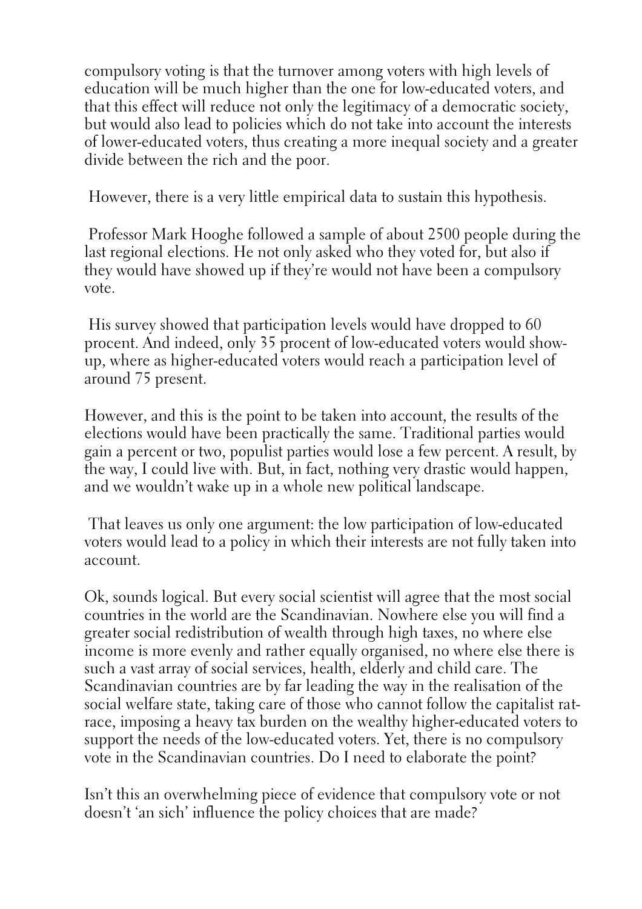compulsory voting is that the turnover among voters with high levels of education will be much higher than the one for low-educated voters, and that this effect will reduce not only the legitimacy of a democratic society, but would also lead to policies which do not take into account the interests of lower-educated voters, thus creating a more inequal society and a greater divide between the rich and the poor.

However, there is a very little empirical data to sustain this hypothesis.

Professor Mark Hooghe followed a sample of about 2500 people during the last regional elections. He not only asked who they voted for, but also if they would have showed up if they're would not have been a compulsory vote.

His survey showed that participation levels would have dropped to 60 procent. And indeed, only 35 procent of low-educated voters would show-up, where as higher-educated voters would reach a participation level of around 75 present.

However, and this is the point to be taken into account, the results of the elections would have been practically the same. Traditional parties would gain a percent or two, populist parties would lose a few percent. A result, by the way, I could live with. But, in fact, nothing very drastic would happen, and we wouldn't wake up in a whole new political landscape.

That leaves us only one argument: the low participation of low-educated voters would lead to a policy in which their interests are not fully taken into account.

Ok, sounds logical. But every social scientist will agree that the most social countries in the world are the Scandinavian. Nowhere else you will find a greater social redistribution of wealth through high taxes, no where else income is more evenly and rather equally organised, no where else there is such a vast array of social services, health, elderly and child care. The Scandinavian countries are by far leading the way in the realisation of the social welfare state, taking care of those who cannot follow the capitalist rat-race, imposing a heavy tax burden on the wealthy higher-educated voters to support the needs of the low-educated voters. Yet, there is no compulsory vote in the Scandinavian countries. Do I need to elaborate the point?

Isn't this an overwhelming piece of evidence that compulsory vote or not doesn't 'an sich' influence the policy choices that are made?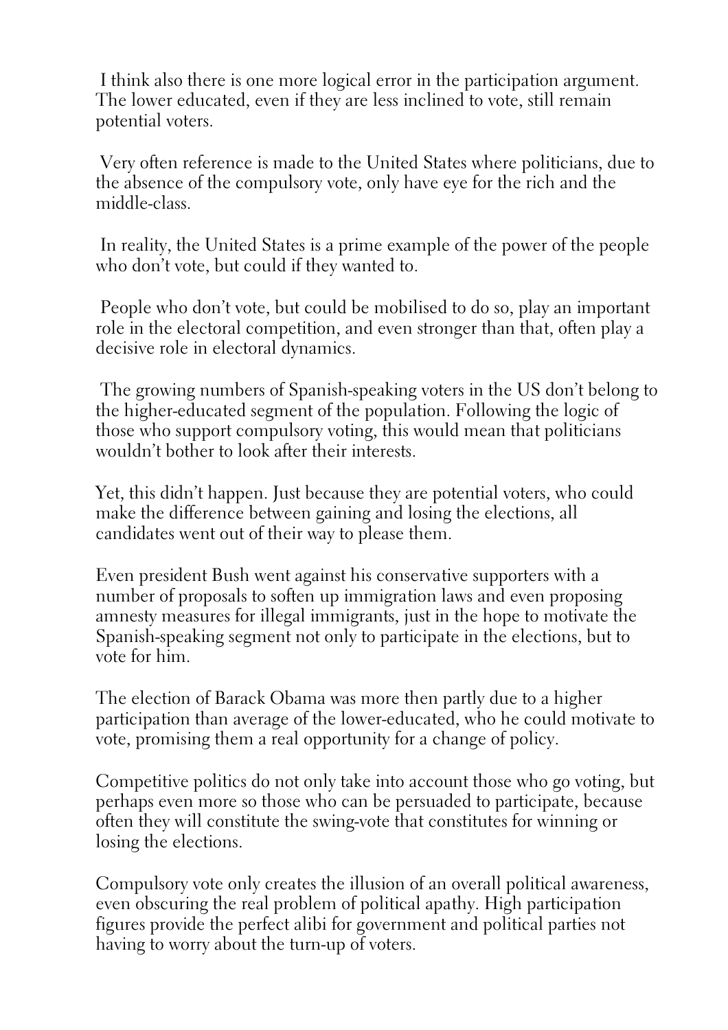I think also there is one more logical error in the participation argument. The lower educated, even if they are less inclined to vote, still remain potential voters.

Very often reference is made to the United States where politicians, due to the absence of the compulsory vote, only have eye for the rich and the middle-class.

In reality, the United States is a prime example of the power of the people who don't vote, but could if they wanted to.

People who don't vote, but could be mobilised to do so, play an important role in the electoral competition, and even stronger than that, often play a decisive role in electoral dynamics.

The growing numbers of Spanish-speaking voters in the US don't belong to the higher-educated segment of the population. Following the logic of those who support compulsory voting, this would mean that politicians wouldn't bother to look after their interests.

Yet, this didn't happen. Just because they are potential voters, who could make the difference between gaining and losing the elections, all candidates went out of their way to please them.

Even president Bush went against his conservative supporters with a number of proposals to soften up immigration laws and even proposing amnesty measures for illegal immigrants, just in the hope to motivate the Spanish-speaking segment not only to participate in the elections, but to vote for him.

The election of Barack Obama was more then partly due to a higher participation than average of the lower-educated, who he could motivate to vote, promising them a real opportunity for a change of policy.

Competitive politics do not only take into account those who go voting, but perhaps even more so those who can be persuaded to participate, because often they will constitute the swing-vote that constitutes for winning or losing the elections.

Compulsory vote only creates the illusion of an overall political awareness, even obscuring the real problem of political apathy. High participation figures provide the perfect alibi for government and political parties not having to worry about the turn-up of voters.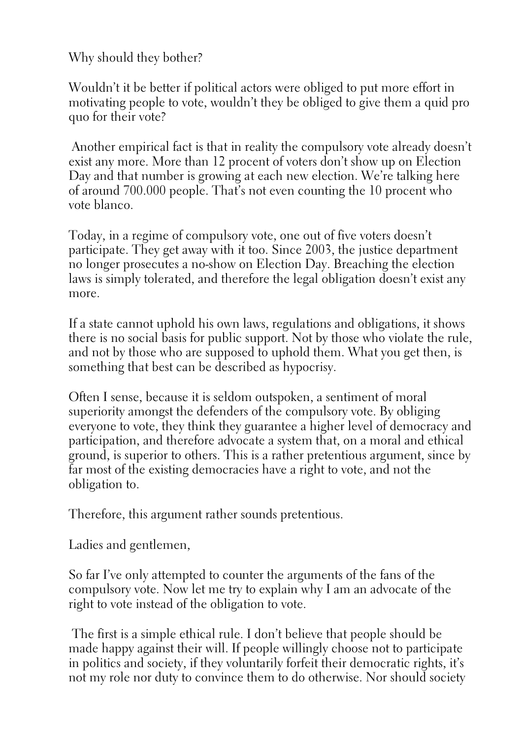Why should they bother?

Wouldn't it be better if political actors were obliged to put more effort in motivating people to vote, wouldn't they be obliged to give them a quid pro quo for their vote?

Another empirical fact is that in reality the compulsory vote already doesn't exist any more. More than 12 procent of voters don't show up on Election Day and that number is growing at each new election. We're talking here of around 700.000 people. That's not even counting the 10 procent who vote blanco.

Today, in a regime of compulsory vote, one out of five voters doesn't participate. They get away with it too. Since 2003, the justice department no longer prosecutes a no-show on Election Day. Breaching the election laws is simply tolerated, and therefore the legal obligation doesn't exist any more.

If a state cannot uphold his own laws, regulations and obligations, it shows there is no social basis for public support. Not by those who violate the rule, and not by those who are supposed to uphold them. What you get then, is something that best can be described as hypocrisy.

Often I sense, because it is seldom outspoken, a sentiment of moral superiority amongst the defenders of the compulsory vote. By obliging everyone to vote, they think they guarantee a higher level of democracy and participation, and therefore advocate a system that, on a moral and ethical ground, is superior to others. This is a rather pretentious argument, since by far most of the existing democracies have a right to vote, and not the obligation to.

Therefore, this argument rather sounds pretentious.

Ladies and gentlemen,

So far I've only attempted to counter the arguments of the fans of the compulsory vote. Now let me try to explain why I am an advocate of the right to vote instead of the obligation to vote.

The first is a simple ethical rule. I don't believe that people should be made happy against their will. If people willingly choose not to participate in politics and society, if they voluntarily forfeit their democratic rights, it's not my role nor duty to convince them to do otherwise. Nor should society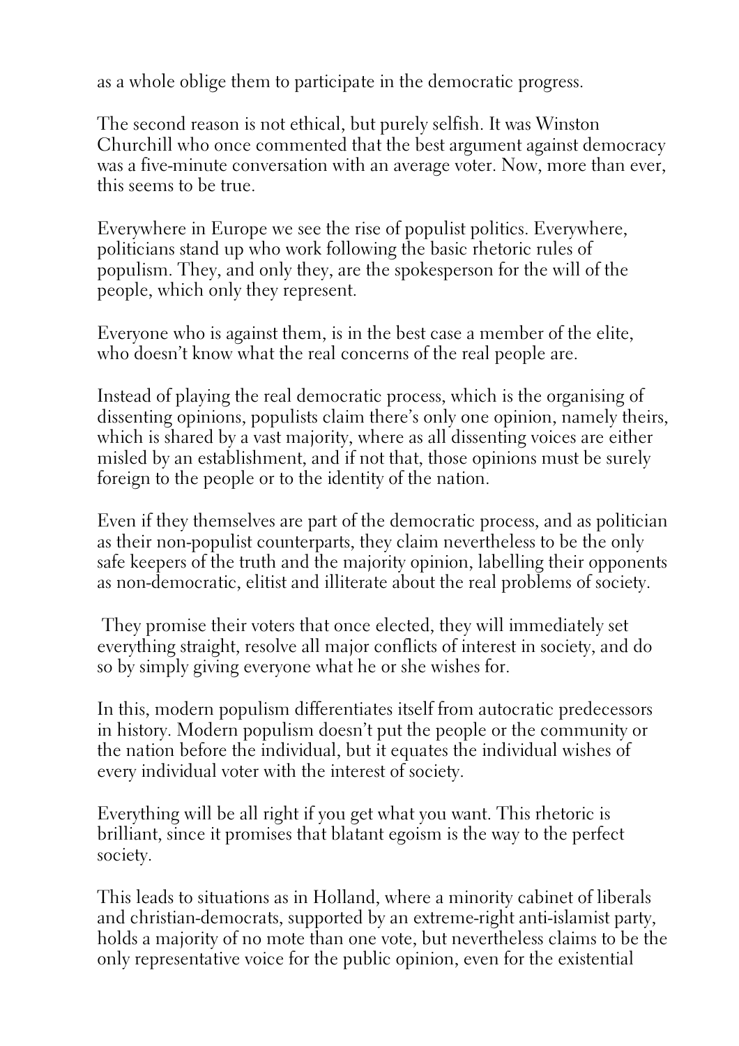as a whole oblige them to participate in the democratic progress.

The second reason is not ethical, but purely selfish. It was Winston Churchill who once commented that the best argument against democracy was a five-minute conversation with an average voter. Now, more than ever, this seems to be true.

Everywhere in Europe we see the rise of populist politics. Everywhere, politicians stand up who work following the basic rhetoric rules of populism. They, and only they, are the spokesperson for the will of the people, which only they represent.

Everyone who is against them, is in the best case a member of the elite, who doesn't know what the real concerns of the real people are.

Instead of playing the real democratic process, which is the organising of dissenting opinions, populists claim there's only one opinion, namely theirs, which is shared by a vast majority, where as all dissenting voices are either misled by an establishment, and if not that, those opinions must be surely foreign to the people or to the identity of the nation.

Even if they themselves are part of the democratic process, and as politician as their non-populist counterparts, they claim nevertheless to be the only safe keepers of the truth and the majority opinion, labelling their opponents as non-democratic, elitist and illiterate about the real problems of society.

They promise their voters that once elected, they will immediately set everything straight, resolve all major conflicts of interest in society, and do so by simply giving everyone what he or she wishes for.

In this, modern populism differentiates itself from autocratic predecessors in history. Modern populism doesn't put the people or the community or the nation before the individual, but it equates the individual wishes of every individual voter with the interest of society.

Everything will be all right if you get what you want. This rhetoric is brilliant, since it promises that blatant egoism is the way to the perfect society.

This leads to situations as in Holland, where a minority cabinet of liberals and christian-democrats, supported by an extreme-right anti-islamist party, holds a majority of no mote than one vote, but nevertheless claims to be the only representative voice for the public opinion, even for the existential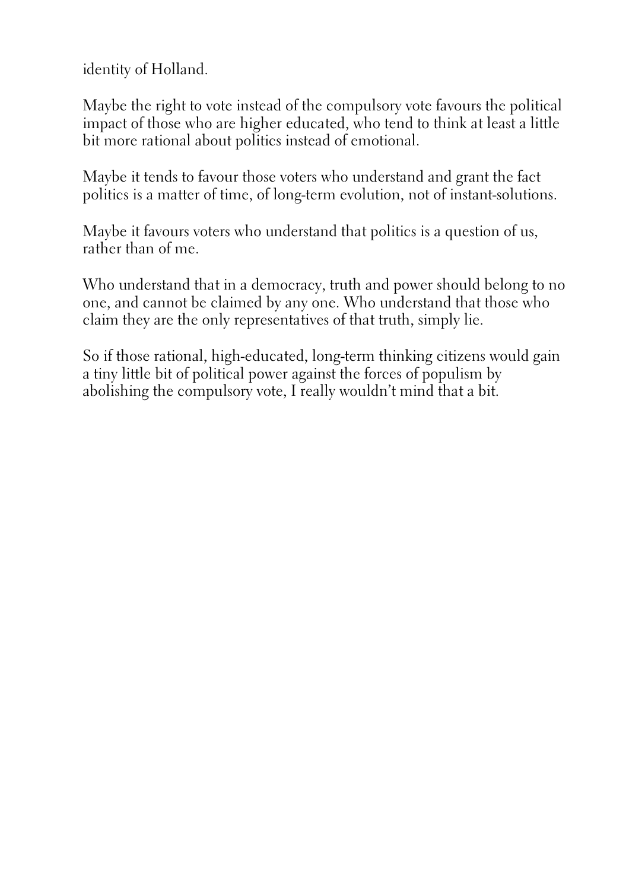identity of Holland.

Maybe the right to vote instead of the compulsory vote favours the political impact of those who are higher educated, who tend to think at least a little bit more rational about politics instead of emotional.

Maybe it tends to favour those voters who understand and grant the fact politics is a matter of time, of long-term evolution, not of instant-solutions.

Maybe it favours voters who understand that politics is a question of us, rather than of me.

Who understand that in a democracy, truth and power should belong to no one, and cannot be claimed by any one. Who understand that those who claim they are the only representatives of that truth, simply lie.

So if those rational, high-educated, long-term thinking citizens would gain a tiny little bit of political power against the forces of populism by abolishing the compulsory vote, I really wouldn't mind that a bit.